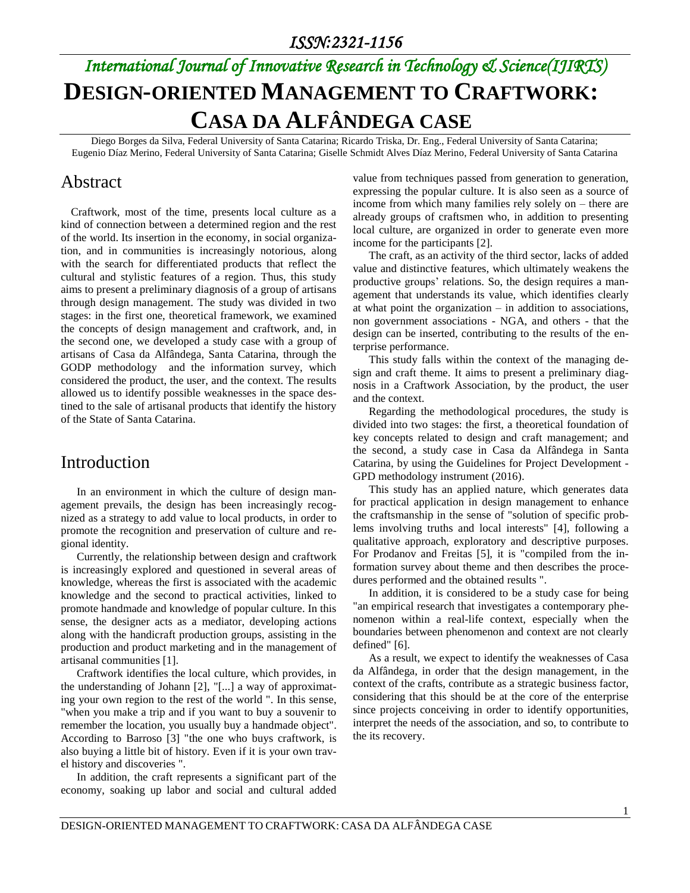# DESIGN-ORIENTED MANAGEMENT TO CRAFTWORK: CASA DA ALFÂNDEGA CASE

Diego Borges da Silva, Federal University of Santa Catarina; Ricardo Triska, Dr. Eng., Federal University of Santa Catarina; Eugenio Díaz Merino, Federal University of Santa Catarina; Giselle Schmidt Alves Díaz Merino, Federal University of Santa Catarina

## Abstract

Craftwork, most of the time, presents local culture as a kind of connection between a determined region and the rest of the world. Its insertion in the economy, in social organization, and in communities is increasingly notorious, along with the search for differentiated products that reflect the cultural and stylistic features of a region. Thus, this study aims to present a preliminary diagnosis of a group of artisans through design management. The study was divided in two stages: in the first one, theoretical framework, we examined the concepts of design management and craftwork, and, in the second one, we developed a study case with a group of artisans of Casa da Alfândega, Santa Catarina, through the GODP methodology and the information survey, which considered the product, the user, and the context. The results allowed us to identify possible weaknesses in the space destined to the sale of artisanal products that identify the history of the State of Santa Catarina.

## Introduction

In an environment in which the culture of design management prevails, the design has been increasingly recognized as a strategy to add value to local products, in order to promote the recognition and preservation of culture and regional identity.

Currently, the relationship between design and craftwork is increasingly explored and questioned in several areas of knowledge, whereas the first is associated with the academic knowledge and the second to practical activities, linked to promote handmade and knowledge of popular culture. In this sense, the designer acts as a mediator, developing actions along with the handicraft production groups, assisting in the production and product marketing and in the management of artisanal communities [1].

Craftwork identifies the local culture, which provides, in the understanding of Johann [2], "[...] a way of approximating your own region to the rest of the world ". In this sense, "when you make a trip and if you want to buy a souvenir to remember the location, you usually buy a handmade object". According to Barroso [3] "the one who buys craftwork, is also buying a little bit of history. Even if it is your own travel history and discoveries ".

In addition, the craft represents a significant part of the economy, soaking up labor and social and cultural added value from techniques passed from generation to generation, expressing the popular culture. It is also seen as a source of income from which many families rely solely on – there are already groups of craftsmen who, in addition to presenting local culture, are organized in order to generate even more income for the participants [2].

The craft, as an activity of the third sector, lacks of added value and distinctive features, which ultimately weakens the productive groups' relations. So, the design requires a management that understands its value, which identifies clearly at what point the organization – in addition to associations, non government associations - NGA, and others - that the design can be inserted, contributing to the results of the enterprise performance.

This study falls within the context of the managing design and craft theme. It aims to present a preliminary diagnosis in a Craftwork Association, by the product, the user and the context.

Regarding the methodological procedures, the study is divided into two stages: the first, a theoretical foundation of key concepts related to design and craft management; and the second, a study case in Casa da Alfândega in Santa Catarina, by using the Guidelines for Project Development - GPD methodology instrument (2016).

This study has an applied nature, which generates data for practical application in design management to enhance the craftsmanship in the sense of "solution of specific problems involving truths and local interests" [4], following a qualitative approach, exploratory and descriptive purposes. For Prodanov and Freitas [5], it is "compiled from the information survey about theme and then describes the procedures performed and the obtained results ".

In addition, it is considered to be a study case for being "an empirical research that investigates a contemporary phenomenon within a real-life context, especially when the boundaries between phenomenon and context are not clearly defined" [6].

As a result, we expect to identify the weaknesses of Casa da Alfândega, in order that the design management, in the context of the crafts, contribute as a strategic business factor, considering that this should be at the core of the enterprise since projects conceiving in order to identify opportunities, interpret the needs of the association, and so, to contribute to the its recovery.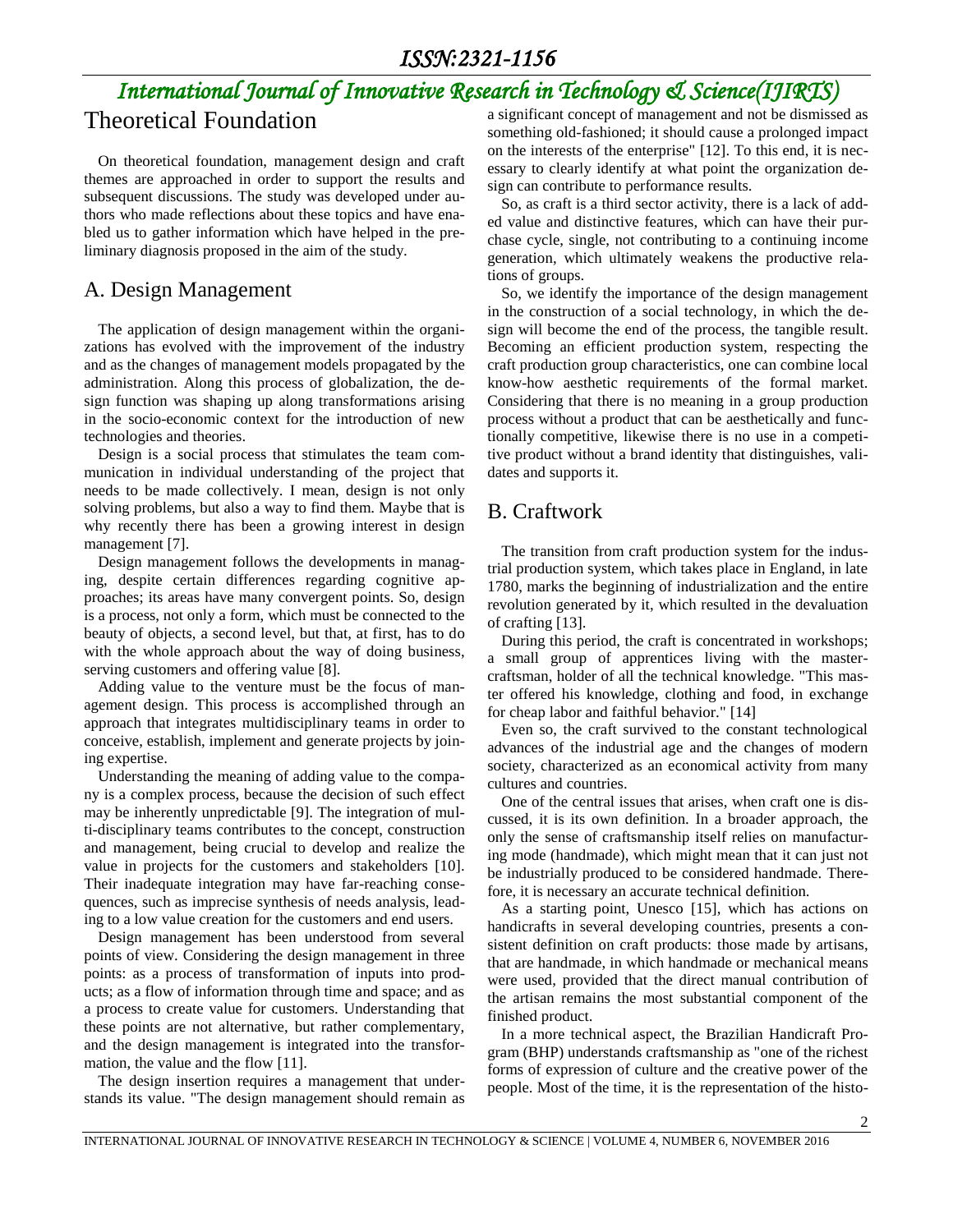# Theoretical Foundation

On theoretical foundation, management design and craft themes are approached in order to support the results and subsequent discussions. The study was developed under authors who made reflections about these topics and have enabled us to gather information which have helped in the preliminary diagnosis proposed in the aim of the study.

## A. Design Management

The application of design management within the organizations has evolved with the improvement of the industry and as the changes of management models propagated by the administration. Along this process of globalization, the design function was shaping up along transformations arising in the socio-economic context for the introduction of new technologies and theories.

Design is a social process that stimulates the team communication in individual understanding of the project that needs to be made collectively. I mean, design is not only solving problems, but also a way to find them. Maybe that is why recently there has been a growing interest in design management [7].

Design management follows the developments in managing, despite certain differences regarding cognitive approaches; its areas have many convergent points. So, design is a process, not only a form, which must be connected to the beauty of objects, a second level, but that, at first, has to do with the whole approach about the way of doing business, serving customers and offering value [8].

Adding value to the venture must be the focus of management design. This process is accomplished through an approach that integrates multidisciplinary teams in order to conceive, establish, implement and generate projects by joining expertise.

Understanding the meaning of adding value to the company is a complex process, because the decision of such effect may be inherently unpredictable [9]. The integration of multi-disciplinary teams contributes to the concept, construction and management, being crucial to develop and realize the value in projects for the customers and stakeholders [10]. Their inadequate integration may have far-reaching consequences, such as imprecise synthesis of needs analysis, leading to a low value creation for the customers and end users.

Design management has been understood from several points of view. Considering the design management in three points: as a process of transformation of inputs into products; as a flow of information through time and space; and as a process to create value for customers. Understanding that these points are not alternative, but rather complementary, and the design management is integrated into the transformation, the value and the flow [11].

The design insertion requires a management that understands its value. "The design management should remain as a significant concept of management and not be dismissed as something old-fashioned; it should cause a prolonged impact on the interests of the enterprise" [12]. To this end, it is necessary to clearly identify at what point the organization design can contribute to performance results.

So, as craft is a third sector activity, there is a lack of added value and distinctive features, which can have their purchase cycle, single, not contributing to a continuing income generation, which ultimately weakens the productive relations of groups.

So, we identify the importance of the design management in the construction of a social technology, in which the design will become the end of the process, the tangible result. Becoming an efficient production system, respecting the craft production group characteristics, one can combine local know-how aesthetic requirements of the formal market. Considering that there is no meaning in a group production process without a product that can be aesthetically and functionally competitive, likewise there is no use in a competitive product without a brand identity that distinguishes, validates and supports it.

## B. Craftwork

The transition from craft production system for the industrial production system, which takes place in England, in late 1780, marks the beginning of industrialization and the entire revolution generated by it, which resulted in the devaluation of crafting [13].

During this period, the craft is concentrated in workshops; a small group of apprentices living with the master-craftsman, holder of all the technical knowledge. "This master offered his knowledge, clothing and food, in exchange for cheap labor and faithful behavior." [14]

Even so, the craft survived to the constant technological advances of the industrial age and the changes of modern society, characterized as an economical activity from many cultures and countries.

One of the central issues that arises, when craft one is discussed, it is its own definition. In a broader approach, the only the sense of craftsmanship itself relies on manufacturing mode (handmade), which might mean that it can just not be industrially produced to be considered handmade. Therefore, it is necessary an accurate technical definition.

As a starting point, Unesco [15], which has actions on handicrafts in several developing countries, presents a consistent definition on craft products: those made by artisans, that are handmade, in which handmade or mechanical means were used, provided that the direct manual contribution of the artisan remains the most substantial component of the finished product.

In a more technical aspect, the Brazilian Handicraft Program (BHP) understands craftsmanship as "one of the richest forms of expression of culture and the creative power of the people. Most of the time, it is the representation of the histo-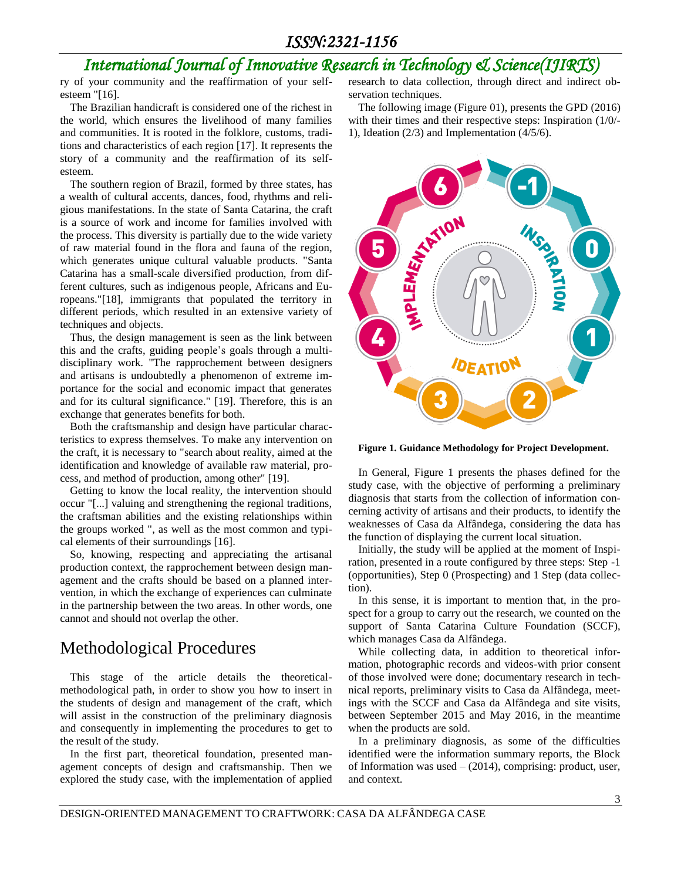ry of your community and the reaffirmation of your self-esteem "[16].

The Brazilian handicraft is considered one of the richest in the world, which ensures the livelihood of many families and communities. It is rooted in the folklore, customs, traditions and characteristics of each region [17]. It represents the story of a community and the reaffirmation of its self-esteem.

The southern region of Brazil, formed by three states, has a wealth of cultural accents, dances, food, rhythms and religious manifestations. In the state of Santa Catarina, the craft is a source of work and income for families involved with the process. This diversity is partially due to the wide variety of raw material found in the flora and fauna of the region, which generates unique cultural valuable products. "Santa Catarina has a small-scale diversified production, from different cultures, such as indigenous people, Africans and Europeans."[18], immigrants that populated the territory in different periods, which resulted in an extensive variety of techniques and objects.

Thus, the design management is seen as the link between this and the crafts, guiding people's goals through a multidisciplinary work. "The rapprochement between designers and artisans is undoubtedly a phenomenon of extreme importance for the social and economic impact that generates and for its cultural significance." [19]. Therefore, this is an exchange that generates benefits for both.

Both the craftsmanship and design have particular characteristics to express themselves. To make any intervention on the craft, it is necessary to "search about reality, aimed at the identification and knowledge of available raw material, process, and method of production, among other" [19].

Getting to know the local reality, the intervention should occur "[...] valuing and strengthening the regional traditions, the craftsman abilities and the existing relationships within the groups worked ", as well as the most common and typical elements of their surroundings [16].

So, knowing, respecting and appreciating the artisanal production context, the rapprochement between design management and the crafts should be based on a planned intervention, in which the exchange of experiences can culminate in the partnership between the two areas. In other words, one cannot and should not overlap the other.

# Methodological Procedures

This stage of the article details the theoretical-methodological path, in order to show you how to insert in the students of design and management of the craft, which will assist in the construction of the preliminary diagnosis and consequently in implementing the procedures to get to the result of the study.

In the first part, theoretical foundation, presented management concepts of design and craftsmanship. Then we explored the study case, with the implementation of applied research to data collection, through direct and indirect observation techniques.

The following image (Figure 01), presents the GPD (2016) with their times and their respective steps: Inspiration (1/0/-1), Ideation (2/3) and Implementation (4/5/6).

**Figure 1. Guidance Methodology for Project Development.**

In General, Figure 1 presents the phases defined for the study case, with the objective of performing a preliminary diagnosis that starts from the collection of information concerning activity of artisans and their products, to identify the weaknesses of Casa da Alfândega, considering the data has the function of displaying the current local situation.

Initially, the study will be applied at the moment of Inspiration, presented in a route configured by three steps: Step -1 (opportunities), Step 0 (Prospecting) and 1 Step (data collection).

In this sense, it is important to mention that, in the prospect for a group to carry out the research, we counted on the support of Santa Catarina Culture Foundation (SCCF), which manages Casa da Alfândega.

While collecting data, in addition to theoretical information, photographic records and videos-with prior consent of those involved were done; documentary research in technical reports, preliminary visits to Casa da Alfândega, meetings with the SCCF and Casa da Alfândega and site visits, between September 2015 and May 2016, in the meantime when the products are sold.

In a preliminary diagnosis, as some of the difficulties identified were the information summary reports, the Block of Information was used – (2014), comprising: product, user, and context.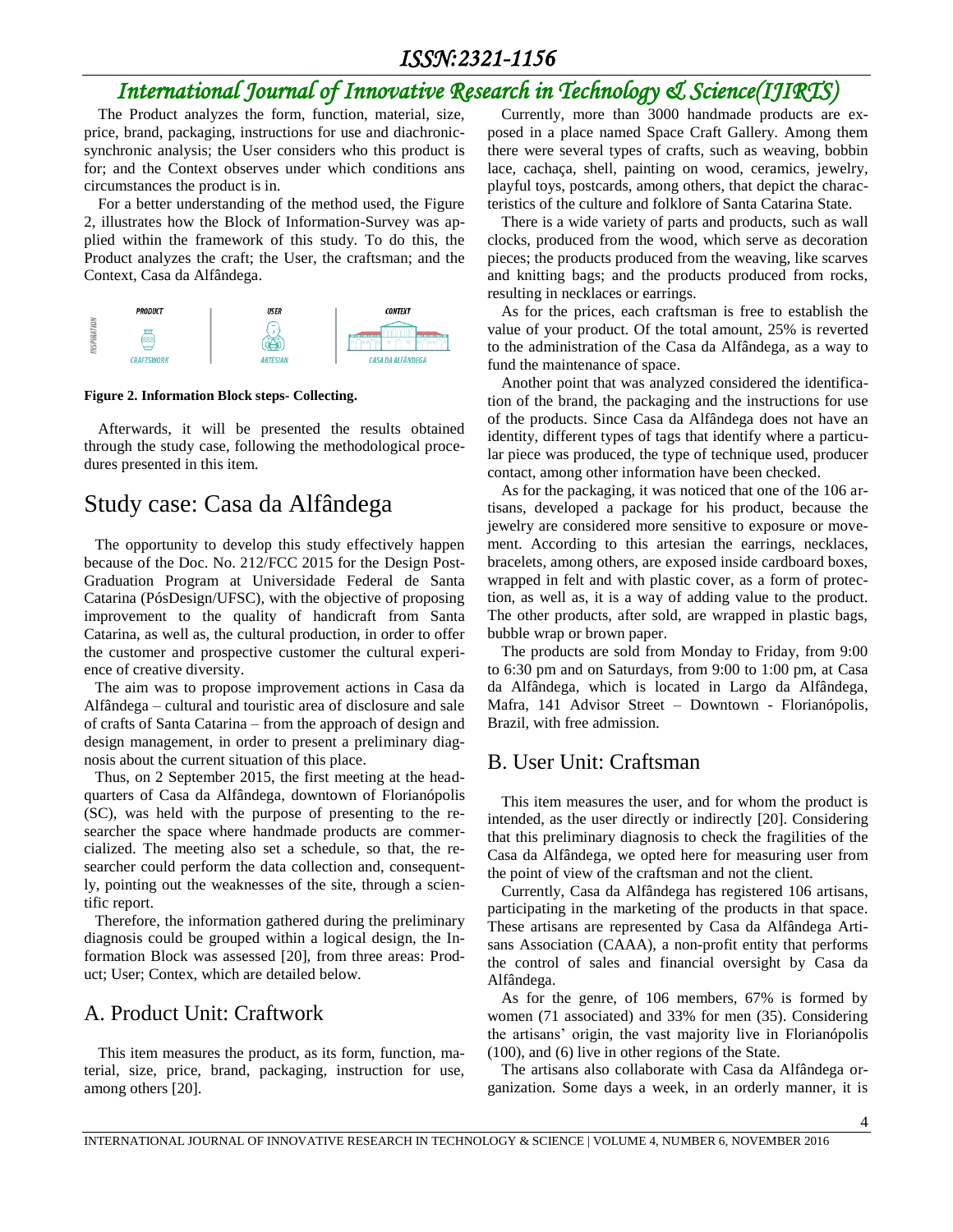The Product analyzes the form, function, material, size, price, brand, packaging, instructions for use and diachronic-synchronic analysis; the User considers who this product is for; and the Context observes under which conditions ans circumstances the product is in.

For a better understanding of the method used, the Figure 2, illustrates how the Block of Information-Survey was applied within the framework of this study. To do this, the Product analyzes the craft; the User, the craftsman; and the Context, Casa da Alfândega.

**Figure 2. Information Block steps- Collecting.**

Afterwards, it will be presented the results obtained through the study case, following the methodological procedures presented in this item.

# Study case: Casa da Alfândega

The opportunity to develop this study effectively happen because of the Doc. No. 212/FCC 2015 for the Design Post-Graduation Program at Universidade Federal de Santa Catarina (PósDesign/UFSC), with the objective of proposing improvement to the quality of handicraft from Santa Catarina, as well as, the cultural production, in order to offer the customer and prospective customer the cultural experience of creative diversity.

The aim was to propose improvement actions in Casa da Alfândega – cultural and touristic area of disclosure and sale of crafts of Santa Catarina – from the approach of design and design management, in order to present a preliminary diagnosis about the current situation of this place.

Thus, on 2 September 2015, the first meeting at the headquarters of Casa da Alfândega, downtown of Florianópolis (SC), was held with the purpose of presenting to the researcher the space where handmade products are commercialized. The meeting also set a schedule, so that, the researcher could perform the data collection and, consequently, pointing out the weaknesses of the site, through a scientific report.

Therefore, the information gathered during the preliminary diagnosis could be grouped within a logical design, the Information Block was assessed [20], from three areas: Product; User; Contex, which are detailed below.

## A. Product Unit: Craftwork

This item measures the product, as its form, function, material, size, price, brand, packaging, instruction for use, among others [20].

Currently, more than 3000 handmade products are exposed in a place named Space Craft Gallery. Among them there were several types of crafts, such as weaving, bobbin lace, cachaça, shell, painting on wood, ceramics, jewelry, playful toys, postcards, among others, that depict the characteristics of the culture and folklore of Santa Catarina State.

There is a wide variety of parts and products, such as wall clocks, produced from the wood, which serve as decoration pieces; the products produced from the weaving, like scarves and knitting bags; and the products produced from rocks, resulting in necklaces or earrings.

As for the prices, each craftsman is free to establish the value of your product. Of the total amount, 25% is reverted to the administration of the Casa da Alfândega, as a way to fund the maintenance of space.

Another point that was analyzed considered the identification of the brand, the packaging and the instructions for use of the products. Since Casa da Alfândega does not have an identity, different types of tags that identify where a particular piece was produced, the type of technique used, producer contact, among other information have been checked.

As for the packaging, it was noticed that one of the 106 artisans, developed a package for his product, because the jewelry are considered more sensitive to exposure or movement. According to this artesian the earrings, necklaces, bracelets, among others, are exposed inside cardboard boxes, wrapped in felt and with plastic cover, as a form of protection, as well as, it is a way of adding value to the product. The other products, after sold, are wrapped in plastic bags, bubble wrap or brown paper.

The products are sold from Monday to Friday, from 9:00 to 6:30 pm and on Saturdays, from 9:00 to 1:00 pm, at Casa da Alfândega, which is located in Largo da Alfândega, Mafra, 141 Advisor Street – Downtown - Florianópolis, Brazil, with free admission.

## B. User Unit: Craftsman

This item measures the user, and for whom the product is intended, as the user directly or indirectly [20]. Considering that this preliminary diagnosis to check the fragilities of the Casa da Alfândega, we opted here for measuring user from the point of view of the craftsman and not the client.

Currently, Casa da Alfândega has registered 106 artisans, participating in the marketing of the products in that space. These artisans are represented by Casa da Alfândega Artisans Association (CAAA), a non-profit entity that performs the control of sales and financial oversight by Casa da Alfândega.

As for the genre, of 106 members, 67% is formed by women (71 associated) and 33% for men (35). Considering the artisans' origin, the vast majority live in Florianópolis (100), and (6) live in other regions of the State.

The artisans also collaborate with Casa da Alfândega organization. Some days a week, in an orderly manner, it is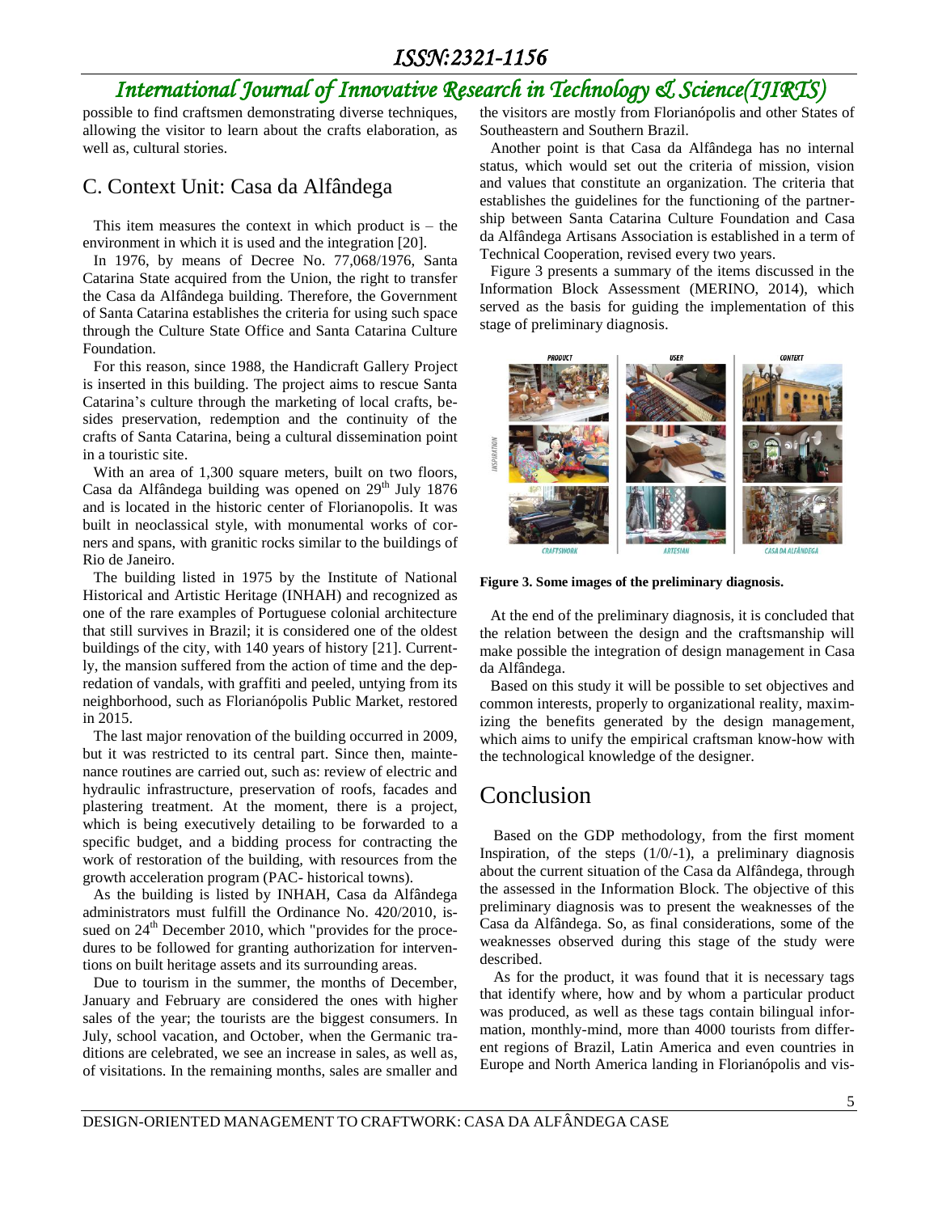possible to find craftsmen demonstrating diverse techniques, allowing the visitor to learn about the crafts elaboration, as well as, cultural stories.

## C. Context Unit: Casa da Alfândega

This item measures the context in which product is – the environment in which it is used and the integration [20].

In 1976, by means of Decree No. 77,068/1976, Santa Catarina State acquired from the Union, the right to transfer the Casa da Alfândega building. Therefore, the Government of Santa Catarina establishes the criteria for using such space through the Culture State Office and Santa Catarina Culture Foundation.

For this reason, since 1988, the Handicraft Gallery Project is inserted in this building. The project aims to rescue Santa Catarina's culture through the marketing of local crafts, besides preservation, redemption and the continuity of the crafts of Santa Catarina, being a cultural dissemination point in a touristic site.

With an area of 1,300 square meters, built on two floors, Casa da Alfândega building was opened on 29th July 1876 and is located in the historic center of Florianopolis. It was built in neoclassical style, with monumental works of corners and spans, with granitic rocks similar to the buildings of Rio de Janeiro.

The building listed in 1975 by the Institute of National Historical and Artistic Heritage (INHAH) and recognized as one of the rare examples of Portuguese colonial architecture that still survives in Brazil; it is considered one of the oldest buildings of the city, with 140 years of history [21]. Currently, the mansion suffered from the action of time and the depredation of vandals, with graffiti and peeled, untying from its neighborhood, such as Florianópolis Public Market, restored in 2015.

The last major renovation of the building occurred in 2009, but it was restricted to its central part. Since then, maintenance routines are carried out, such as: review of electric and hydraulic infrastructure, preservation of roofs, facades and plastering treatment. At the moment, there is a project, which is being executively detailing to be forwarded to a specific budget, and a bidding process for contracting the work of restoration of the building, with resources from the growth acceleration program (PAC- historical towns).

As the building is listed by INHAH, Casa da Alfândega administrators must fulfill the Ordinance No. 420/2010, issued on 24th December 2010, which "provides for the procedures to be followed for granting authorization for interventions on built heritage assets and its surrounding areas.

Due to tourism in the summer, the months of December, January and February are considered the ones with higher sales of the year; the tourists are the biggest consumers. In July, school vacation, and October, when the Germanic traditions are celebrated, we see an increase in sales, as well as, of visitations. In the remaining months, sales are smaller and the visitors are mostly from Florianópolis and other States of Southeastern and Southern Brazil.

Another point is that Casa da Alfândega has no internal status, which would set out the criteria of mission, vision and values that constitute an organization. The criteria that establishes the guidelines for the functioning of the partnership between Santa Catarina Culture Foundation and Casa da Alfândega Artisans Association is established in a term of Technical Cooperation, revised every two years.

Figure 3 presents a summary of the items discussed in the Information Block Assessment (MERINO, 2014), which served as the basis for guiding the implementation of this stage of preliminary diagnosis.

**Figure 3. Some images of the preliminary diagnosis.**

At the end of the preliminary diagnosis, it is concluded that the relation between the design and the craftsmanship will make possible the integration of design management in Casa da Alfândega.

Based on this study it will be possible to set objectives and common interests, properly to organizational reality, maximizing the benefits generated by the design management, which aims to unify the empirical craftsman know-how with the technological knowledge of the designer.

# Conclusion

Based on the GDP methodology, from the first moment Inspiration, of the steps (1/0/-1), a preliminary diagnosis about the current situation of the Casa da Alfândega, through the assessed in the Information Block. The objective of this preliminary diagnosis was to present the weaknesses of the Casa da Alfândega. So, as final considerations, some of the weaknesses observed during this stage of the study were described.

As for the product, it was found that it is necessary tags that identify where, how and by whom a particular product was produced, as well as these tags contain bilingual information, monthly-mind, more than 4000 tourists from different regions of Brazil, Latin America and even countries in Europe and North America landing in Florianópolis and vis-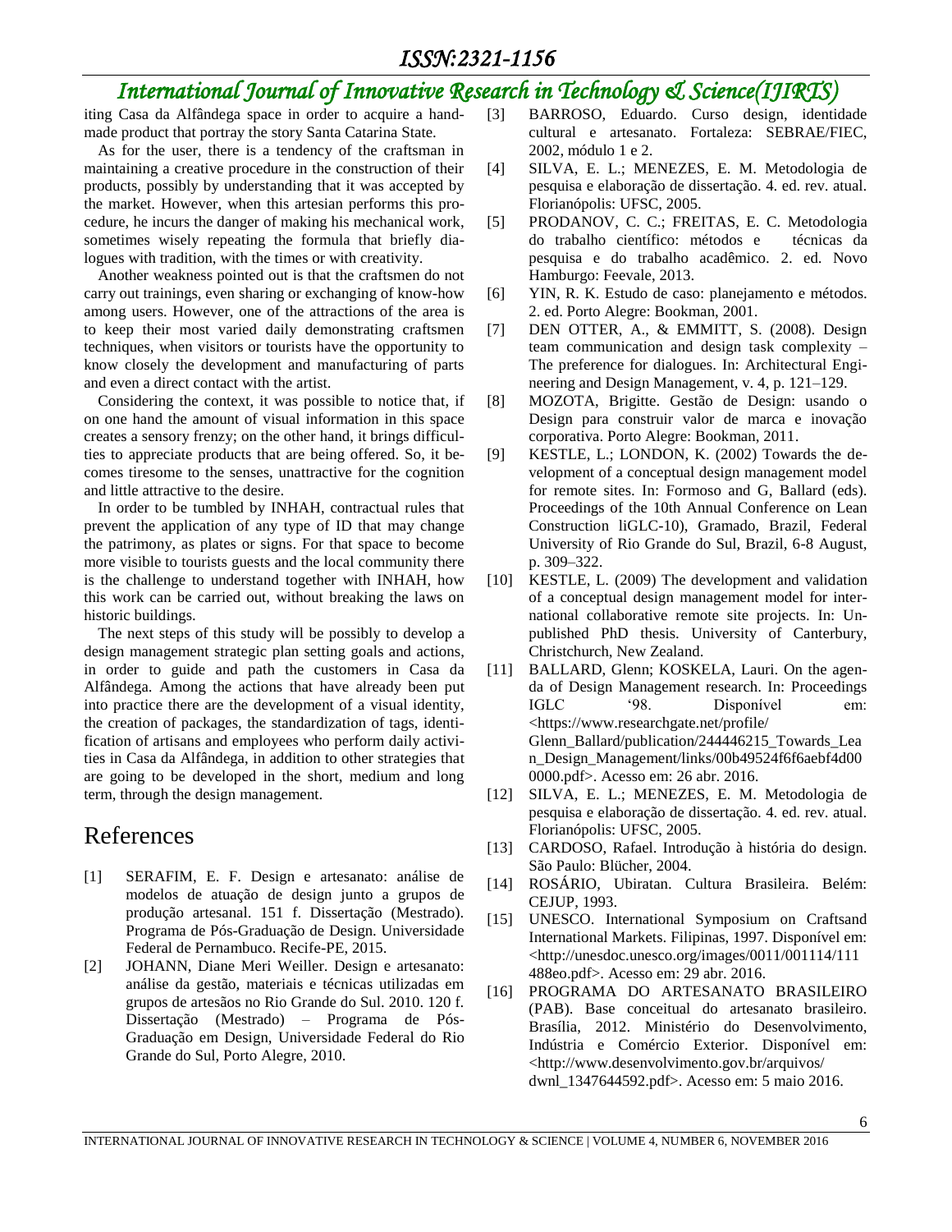iting Casa da Alfândega space in order to acquire a handmade product that portray the story Santa Catarina State.

As for the user, there is a tendency of the craftsman in maintaining a creative procedure in the construction of their products, possibly by understanding that it was accepted by the market. However, when this artesian performs this procedure, he incurs the danger of making his mechanical work, sometimes wisely repeating the formula that briefly dialogues with tradition, with the times or with creativity.

Another weakness pointed out is that the craftsmen do not carry out trainings, even sharing or exchanging of know-how among users. However, one of the attractions of the area is to keep their most varied daily demonstrating craftsmen techniques, when visitors or tourists have the opportunity to know closely the development and manufacturing of parts and even a direct contact with the artist.

Considering the context, it was possible to notice that, if on one hand the amount of visual information in this space creates a sensory frenzy; on the other hand, it brings difficulties to appreciate products that are being offered. So, it becomes tiresome to the senses, unattractive for the cognition and little attractive to the desire.

In order to be tumbled by INHAH, contractual rules that prevent the application of any type of ID that may change the patrimony, as plates or signs. For that space to become more visible to tourists guests and the local community there is the challenge to understand together with INHAH, how this work can be carried out, without breaking the laws on historic buildings.

The next steps of this study will be possibly to develop a design management strategic plan setting goals and actions, in order to guide and path the customers in Casa da Alfândega. Among the actions that have already been put into practice there are the development of a visual identity, the creation of packages, the standardization of tags, identification of artisans and employees who perform daily activities in Casa da Alfândega, in addition to other strategies that are going to be developed in the short, medium and long term, through the design management.

# References

[1] SERAFIM, E. F. Design e artesanato: análise de modelos de atuação de design junto a grupos de produção artesanal. 151 f. Dissertação (Mestrado). Programa de Pós-Graduação de Design. Universidade Federal de Pernambuco. Recife-PE, 2015.

[2] JOHANN, Diane Meri Weiller. Design e artesanato: análise da gestão, materiais e técnicas utilizadas em grupos de artesãos no Rio Grande do Sul. 2010. 120 f. Dissertação (Mestrado) – Programa de Pós-Graduação em Design, Universidade Federal do Rio Grande do Sul, Porto Alegre, 2010.

[3] BARROSO, Eduardo. Curso design, identidade cultural e artesanato. Fortaleza: SEBRAE/FIEC, 2002, módulo 1 e 2.

[4] SILVA, E. L.; MENEZES, E. M. Metodologia de pesquisa e elaboração de dissertação. 4. ed. rev. atual. Florianópolis: UFSC, 2005.

[5] PRODANOV, C. C.; FREITAS, E. C. Metodologia do trabalho científico: métodos e técnicas da pesquisa e do trabalho acadêmico. 2. ed. Novo Hamburgo: Feevale, 2013.

[6] YIN, R. K. Estudo de caso: planejamento e métodos. 2. ed. Porto Alegre: Bookman, 2001.

[7] DEN OTTER, A., & EMMITT, S. (2008). Design team communication and design task complexity – The preference for dialogues. In: Architectural Engineering and Design Management, v. 4, p. 121–129.

[8] MOZOTA, Brigitte. Gestão de Design: usando o Design para construir valor de marca e inovação corporativa. Porto Alegre: Bookman, 2011.

[9] KESTLE, L.; LONDON, K. (2002) Towards the development of a conceptual design management model for remote sites. In: Formoso and G, Ballard (eds). Proceedings of the 10th Annual Conference on Lean Construction liGLC-10), Gramado, Brazil, Federal University of Rio Grande do Sul, Brazil, 6-8 August, p. 309–322.

[10] KESTLE, L. (2009) The development and validation of a conceptual design management model for international collaborative remote site projects. In: Unpublished PhD thesis. University of Canterbury, Christchurch, New Zealand.

[11] BALLARD, Glenn; KOSKELA, Lauri. On the agenda of Design Management research. In: Proceedings IGLC '98. Disponível em: <https://www.researchgate.net/profile/Glenn_Ballard/publication/244446215_Towards_Lean_Design_Management/links/00b49524f6f6aebf4d000000.pdf>. Acesso em: 26 abr. 2016.

[12] SILVA, E. L.; MENEZES, E. M. Metodologia de pesquisa e elaboração de dissertação. 4. ed. rev. atual. Florianópolis: UFSC, 2005.

[13] CARDOSO, Rafael. Introdução à história do design. São Paulo: Blücher, 2004.

[14] ROSÁRIO, Ubiratan. Cultura Brasileira. Belém: CEJUP, 1993.

[15] UNESCO. International Symposium on Craftsand International Markets. Filipinas, 1997. Disponível em: <http://unesdoc.unesco.org/images/0011/001114/111488eo.pdf>. Acesso em: 29 abr. 2016.

[16] PROGRAMA DO ARTESANATO BRASILEIRO (PAB). Base conceitual do artesanato brasileiro. Brasília, 2012. Ministério do Desenvolvimento, Indústria e Comércio Exterior. Disponível em: <http://www.desenvolvimento.gov.br/arquivos/dwnl_1347644592.pdf>. Acesso em: 5 maio 2016.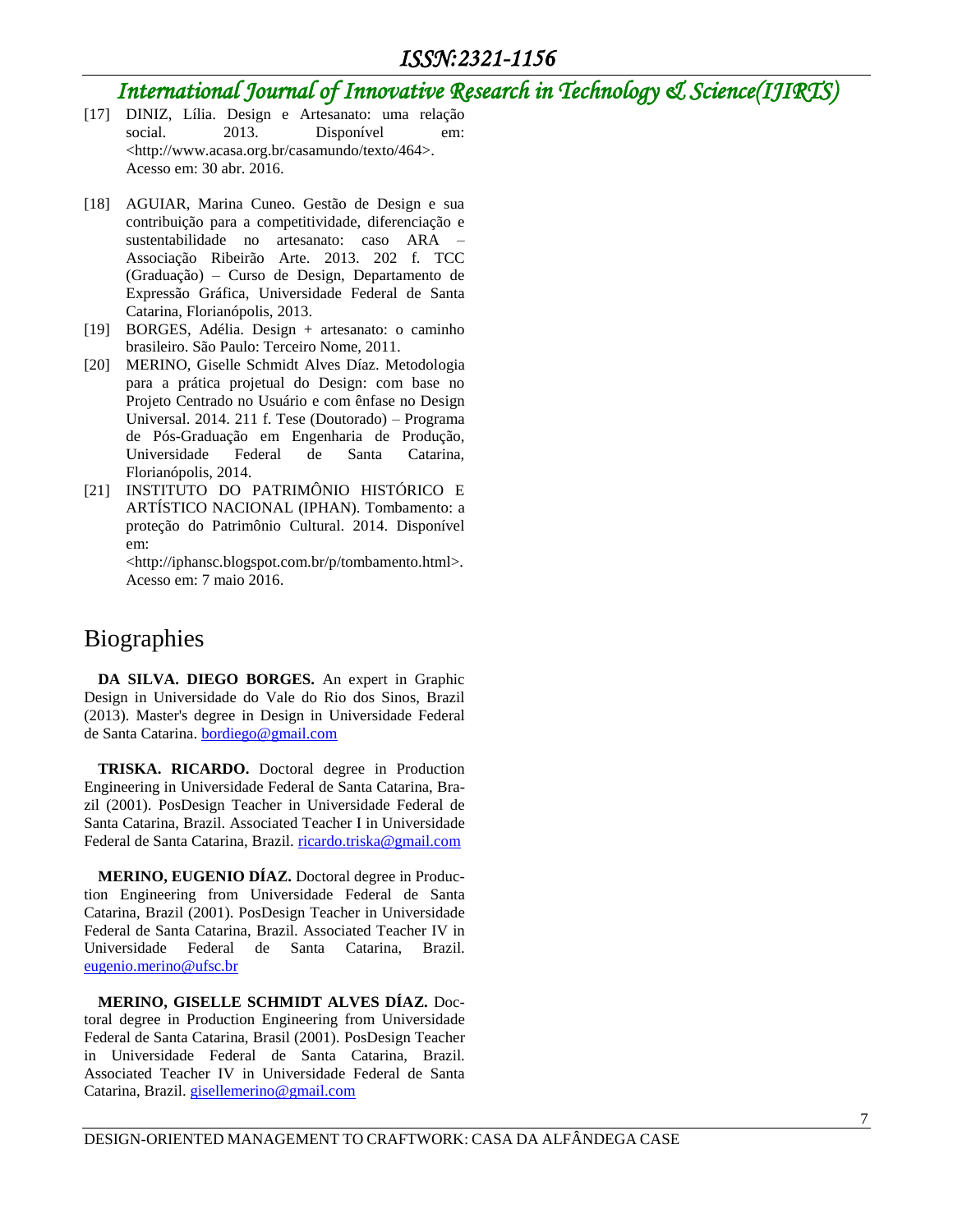[17] DINIZ, Lília. Design e Artesanato: uma relação social. 2013. Disponível em: <http://www.acasa.org.br/casamundo/texto/464>. Acesso em: 30 abr. 2016.

[18] AGUIAR, Marina Cuneo. Gestão de Design e sua contribuição para a competitividade, diferenciação e sustentabilidade no artesanato: caso ARA – Associação Ribeirão Arte. 2013. 202 f. TCC (Graduação) – Curso de Design, Departamento de Expressão Gráfica, Universidade Federal de Santa Catarina, Florianópolis, 2013.

[19] BORGES, Adélia. Design + artesanato: o caminho brasileiro. São Paulo: Terceiro Nome, 2011.

[20] MERINO, Giselle Schmidt Alves Díaz. Metodologia para a prática projetual do Design: com base no Projeto Centrado no Usuário e com ênfase no Design Universal. 2014. 211 f. Tese (Doutorado) – Programa de Pós-Graduação em Engenharia de Produção, Universidade Federal de Santa Catarina, Florianópolis, 2014.

[21] INSTITUTO DO PATRIMÔNIO HISTÓRICO E ARTÍSTICO NACIONAL (IPHAN). Tombamento: a proteção do Patrimônio Cultural. 2014. Disponível em: <http://iphansc.blogspot.com.br/p/tombamento.html>. Acesso em: 7 maio 2016.

# Biographies

**DA SILVA. DIEGO BORGES.** An expert in Graphic Design in Universidade do Vale do Rio dos Sinos, Brazil (2013). Master's degree in Design in Universidade Federal de Santa Catarina. bordiego@gmail.com

**TRISKA. RICARDO.** Doctoral degree in Production Engineering in Universidade Federal de Santa Catarina, Brazil (2001). PosDesign Teacher in Universidade Federal de Santa Catarina, Brazil. Associated Teacher I in Universidade Federal de Santa Catarina, Brazil. ricardo.triska@gmail.com

**MERINO, EUGENIO DÍAZ.** Doctoral degree in Production Engineering from Universidade Federal de Santa Catarina, Brazil (2001). PosDesign Teacher in Universidade Federal de Santa Catarina, Brazil. Associated Teacher IV in Universidade Federal de Santa Catarina, Brazil. eugenio.merino@ufsc.br

**MERINO, GISELLE SCHMIDT ALVES DÍAZ.** Doctoral degree in Production Engineering from Universidade Federal de Santa Catarina, Brasil (2001). PosDesign Teacher in Universidade Federal de Santa Catarina, Brazil. Associated Teacher IV in Universidade Federal de Santa Catarina, Brazil. gisellemerino@gmail.com